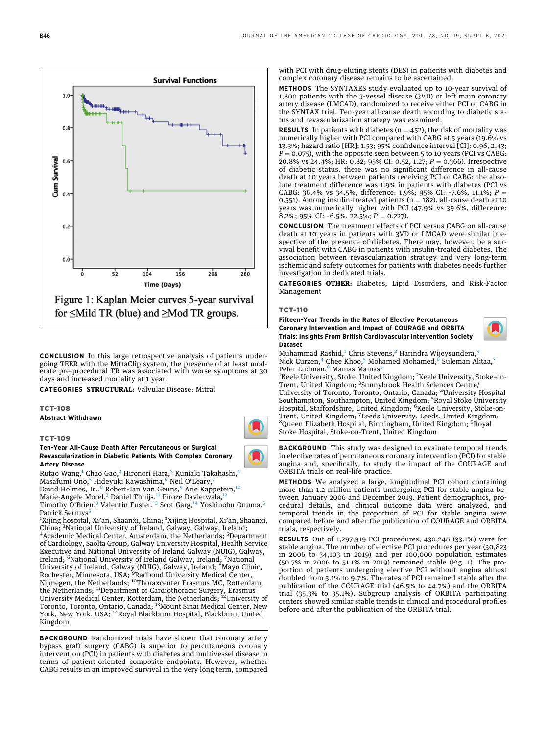Figure 1: Kaplan Meier curves 5-year survival for ≤Mild TR (blue) and ≥Mod TR groups.

**CONCLUSION** In this large retrospective analysis of patients undergoing TEER with the MitraClip system, the presence of at least moderate pre-procedural TR was associated with worse symptoms at 30 days and increased mortality at 1 year.

**CATEGORIES STRUCTURAL:** Valvular Disease: Mitral

## TCT-108

**Abstract Withdrawn**

## TCT-109

### Ten-Year All-Cause Death After Percutaneous or Surgical Revascularization in Diabetic Patients With Complex Coronary Artery Disease

Rutao Wang,[1] Chao Gao,[2] Hironori Hara,[3] Kuniaki Takahashi,[4] Masafumi Ono,[5] Hideyuki Kawashima,[6] Neil O'Leary,[7] David Holmes, Jr.,[8] Robert-Jan Van Geuns,[9] Arie Kappetein,[10] Marie-Angele Morel,[3] Daniel Thuijs,[11] Piroze Davierwala,[12] Timothy O'Brien,[3] Valentin Fuster,[13] Scot Garg,[14] Yoshinobu Onuma,[5] Patrick Serruys[5]

[1]Xijing hospital, Xi'an, Shaanxi, China; [2]Xijing Hospital, Xi'an, Shaanxi, China; [3]National University of Ireland, Galway, Galway, Ireland; [4]Academic Medical Center, Amsterdam, the Netherlands; [5]Department of Cardiology, Saolta Group, Galway University Hospital, Health Service Executive and National University of Ireland Galway (NUIG), Galway, Ireland; [6]National University of Ireland Galway, Ireland; [7]National University of Ireland, Galway (NUIG), Galway, Ireland; [8]Mayo Clinic, Rochester, Minnesota, USA; [9]Radboud University Medical Center, Nijmegen, the Netherlands; [10]Thoraxcenter Erasmus MC, Rotterdam, the Netherlands; [11]Department of Cardiothoracic Surgery, Erasmus University Medical Center, Rotterdam, the Netherlands; [12]University of Toronto, Toronto, Ontario, Canada; [13]Mount Sinai Medical Center, New York, New York, USA; [14]Royal Blackburn Hospital, Blackburn, United Kingdom

**BACKGROUND** Randomized trials have shown that coronary artery bypass graft surgery (CABG) is superior to percutaneous coronary intervention (PCI) in patients with diabetes and multivessel disease in terms of patient-oriented composite endpoints. However, whether CABG results in an improved survival in the very long term, compared with PCI with drug-eluting stents (DES) in patients with diabetes and complex coronary disease remains to be ascertained.

**METHODS** The SYNTAXES study evaluated up to 10-year survival of 1,800 patients with the 3-vessel disease (3VD) or left main coronary artery disease (LMCAD), randomized to receive either PCI or CABG in the SYNTAX trial. Ten-year all-cause death according to diabetic status and revascularization strategy was examined.

**RESULTS** In patients with diabetes (n = 452), the risk of mortality was numerically higher with PCI compared with CABG at 5 years (19.6% vs 13.3%; hazard ratio [HR]: 1.53; 95% confidence interval [CI]: 0.96, 2.43; $P = 0.075$), with the opposite seen between 5 to 10 years (PCI vs CABG: 20.8% vs 24.4%; HR: 0.82; 95% CI: 0.52, 1.27; $P = 0.366$). Irrespective of diabetic status, there was no significant difference in all-cause death at 10 years between patients receiving PCI or CABG; the absolute treatment difference was 1.9% in patients with diabetes (PCI vs CABG: 36.4% vs 34.5%, difference: 1.9%; 95% CI: -7.6%, 11.1%; $P = 0.551$). Among insulin-treated patients (n = 182), all-cause death at 10 years was numerically higher with PCI (47.9% vs 39.6%, difference: 8.2%; 95% CI: -6.5%, 22.5%; $P = 0.227$).

**CONCLUSION** The treatment effects of PCI versus CABG on all-cause death at 10 years in patients with 3VD or LMCAD were similar irrespective of the presence of diabetes. There may, however, be a survival benefit with CABG in patients with insulin-treated diabetes. The association between revascularization strategy and very long-term ischemic and safety outcomes for patients with diabetes needs further investigation in dedicated trials.

**CATEGORIES OTHER:** Diabetes, Lipid Disorders, and Risk-Factor Management

## TCT-110

### Fifteen-Year Trends in the Rates of Elective Percutaneous Coronary Intervention and Impact of COURAGE and ORBITA Trials: Insights From British Cardiovascular Intervention Society Dataset

Muhammad Rashid,[1] Chris Stevens,[2] Harindra Wijeysundera,[3] Nick Curzen,[4] Chee Khoo,[5] Mohamed Mohamed,[6] Suleman Aktaa,[7] Peter Ludman,[8] Mamas Mamas[9]

[1]Keele University, Stoke, United Kingdom; [2]Keele University, Stoke-on-Trent, United Kingdom; [3]Sunnybrook Health Sciences Centre/ University of Toronto, Toronto, Ontario, Canada; [4]University Hospital Southampton, Southampton, United Kingdom; [5]Royal Stoke University Hospital, Staffordshire, United Kingdom; [6]Keele University, Stoke-on-Trent, United Kingdom; [7]Leeds University, Leeds, United Kingdom; [8]Queen Elizabeth Hospital, Birmingham, United Kingdom; [9]Royal Stoke Hospital, Stoke-on-Trent, United Kingdom

**BACKGROUND** This study was designed to evaluate temporal trends in elective rates of percutaneous coronary intervention (PCI) for stable angina and, specifically, to study the impact of the COURAGE and ORBITA trials on real-life practice.

**METHODS** We analyzed a large, longitudinal PCI cohort containing more than 1.2 million patients undergoing PCI for stable angina between January 2006 and December 2019. Patient demographics, procedural details, and clinical outcome data were analyzed, and temporal trends in the proportion of PCI for stable angina were compared before and after the publication of COURAGE and ORBITA trials, respectively.

**RESULTS** Out of 1,297,919 PCI procedures, 430,248 (33.1%) were for stable angina. The number of elective PCI procedures per year (30,823 in 2006 to 34,103 in 2019) and per 100,000 population estimates (50.7% in 2006 to 51.1% in 2019) remained stable (Fig. 1). The proportion of patients undergoing elective PCI without angina almost doubled from 5.1% to 9.7%. The rates of PCI remained stable after the publication of the COURAGE trial (46.5% to 44.7%) and the ORBITA trial (35.3% to 35.1%). Subgroup analysis of ORBITA participating centers showed similar stable trends in clinical and procedural profiles before and after the publication of the ORBITA trial.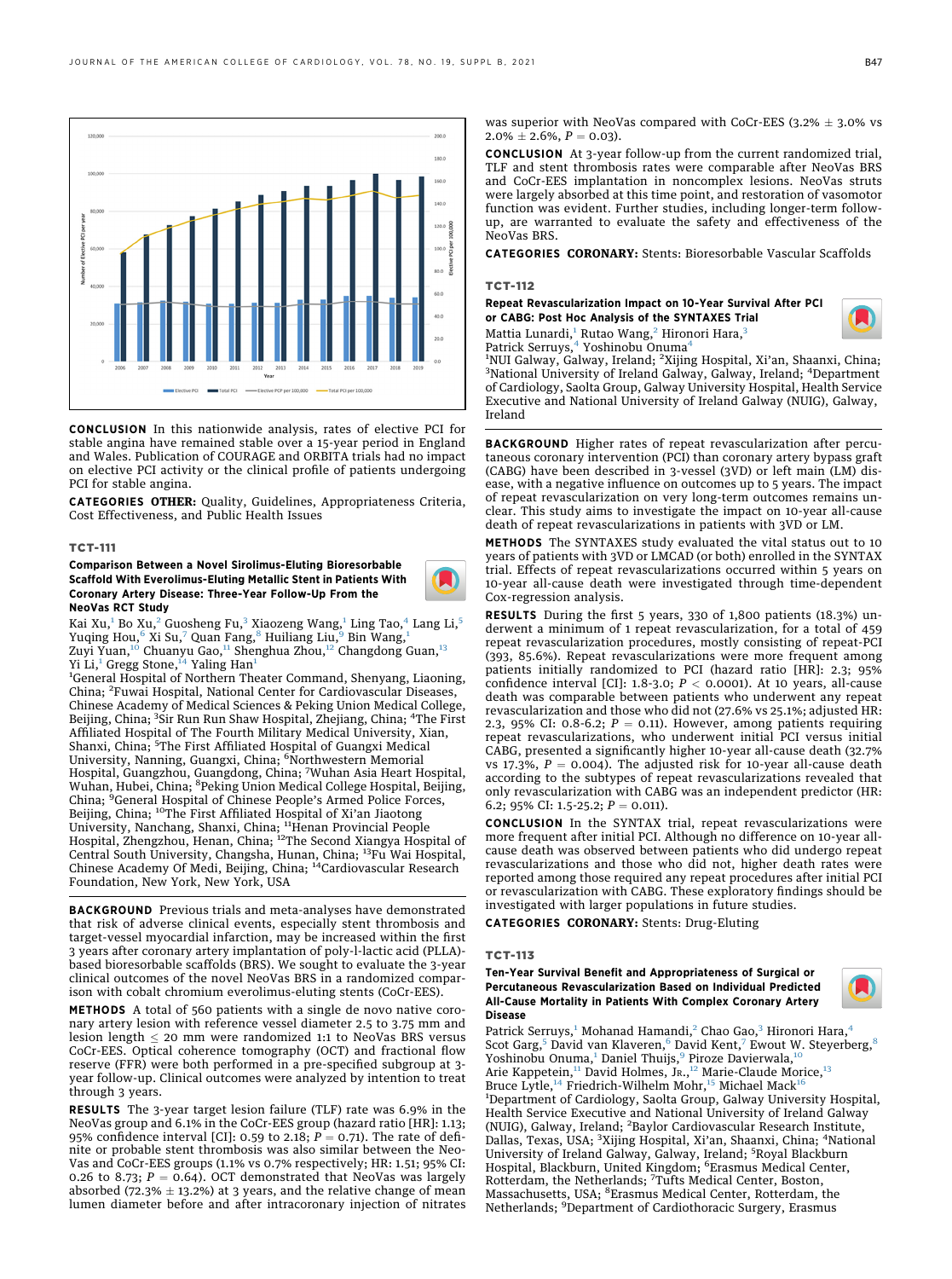120,000
100,000
80,000
60,000
40,000
20,000
0
Number of Elective PCI per year
200.0
180.0
160.0
140.0
120.0
100.0
80.0
60.0
40.0
20.0
0.0
Elective PCI per 100,000
2006 2007 2008 2009 2010 2011 2012 2013 2014 2015 2016 2017 2018 2019
Year
Elective PCI | Total PCI | Elective PCI per 100,000 | Total PCI per 100,000

**CONCLUSION** In this nationwide analysis, rates of elective PCI for stable angina have remained stable over a 15-year period in England and Wales. Publication of COURAGE and ORBITA trials had no impact on elective PCI activity or the clinical profile of patients undergoing PCI for stable angina.

**CATEGORIES OTHER:** Quality, Guidelines, Appropriateness Criteria, Cost Effectiveness, and Public Health Issues

## TCT-111

### Comparison Between a Novel Sirolimus-Eluting Bioresorbable Scaffold With Everolimus-Eluting Metallic Stent in Patients With Coronary Artery Disease: Three-Year Follow-Up From the NeoVas RCT Study

Kai Xu,[1] Bo Xu,[2] Guosheng Fu,[3] Xiaozeng Wang,[1] Ling Tao,[4] Lang Li,[5] Yuqing Hou,[6] Xi Su,[7] Quan Fang,[8] Huiliang Liu,[9] Bin Wang,[1] Zuyi Yuan,[10] Chuanyu Gao,[11] Shenghua Zhou,[12] Changdong Guan,[13] Yi Li,[1] Gregg Stone,[14] Yaling Han[1]

[1]General Hospital of Northern Theater Command, Shenyang, Liaoning, China; [2]Fuwai Hospital, National Center for Cardiovascular Diseases, Chinese Academy of Medical Sciences & Peking Union Medical College, Beijing, China; [3]Sir Run Run Shaw Hospital, Zhejiang, China; [4]The First Affiliated Hospital of The Fourth Military Medical University, Xian, Shanxi, China; [5]The First Affiliated Hospital of Guangxi Medical University, Nanning, Guangxi, China; [6]Northwestern Memorial Hospital, Guangzhou, Guangdong, China; [7]Wuhan Asia Heart Hospital, Wuhan, Hubei, China; [8]Peking Union Medical College Hospital, Beijing, China; [9]General Hospital of Chinese People's Armed Police Forces, Beijing, China; [10]The First Affiliated Hospital of Xi'an Jiaotong University, Nanchang, Shanxi, China; [11]Henan Provincial People Hospital, Zhengzhou, Henan, China; [12]The Second Xiangya Hospital of Central South University, Changsha, Hunan, China; [13]Fu Wai Hospital, Chinese Academy Of Medi, Beijing, China; [14]Cardiovascular Research Foundation, New York, New York, USA

**BACKGROUND** Previous trials and meta-analyses have demonstrated that risk of adverse clinical events, especially stent thrombosis and target-vessel myocardial infarction, may be increased within the first 3 years after coronary artery implantation of poly-l-lactic acid (PLLA)-based bioresorbable scaffolds (BRS). We sought to evaluate the 3-year clinical outcomes of the novel NeoVas BRS in a randomized comparison with cobalt chromium everolimus-eluting stents (CoCr-EES).

**METHODS** A total of 560 patients with a single de novo native coronary artery lesion with reference vessel diameter 2.5 to 3.75 mm and lesion length $\leq$ 20 mm were randomized 1:1 to NeoVas BRS versus CoCr-EES. Optical coherence tomography (OCT) and fractional flow reserve (FFR) were both performed in a pre-specified subgroup at 3-year follow-up. Clinical outcomes were analyzed by intention to treat through 3 years.

**RESULTS** The 3-year target lesion failure (TLF) rate was 6.9% in the NeoVas group and 6.1% in the CoCr-EES group (hazard ratio [HR]: 1.13; 95% confidence interval [CI]: 0.59 to 2.18; $P = 0.71$). The rate of definite or probable stent thrombosis was also similar between the NeoVas and CoCr-EES groups (1.1% vs 0.7% respectively; HR: 1.51; 95% CI: 0.26 to 8.73; $P = 0.64$). OCT demonstrated that NeoVas was largely absorbed (72.3% $\pm$ 13.2%) at 3 years, and the relative change of mean lumen diameter before and after intracoronary injection of nitrates was superior with NeoVas compared with CoCr-EES (3.2% $\pm$ 3.0% vs 2.0% $\pm$ 2.6%, $P = 0.03$).

**CONCLUSION** At 3-year follow-up from the current randomized trial, TLF and stent thrombosis rates were comparable after NeoVas BRS and CoCr-EES implantation in noncomplex lesions. NeoVas struts were largely absorbed at this time point, and restoration of vasomotor function was evident. Further studies, including longer-term follow-up, are warranted to evaluate the safety and effectiveness of the NeoVas BRS.

**CATEGORIES CORONARY:** Stents: Bioresorbable Vascular Scaffolds

## TCT-112

### Repeat Revascularization Impact on 10-Year Survival After PCI or CABG: Post Hoc Analysis of the SYNTAXES Trial

Mattia Lunardi,[1] Rutao Wang,[2] Hironori Hara,[3] Patrick Serruys,[4] Yoshinobu Onuma[4]

[1]NUI Galway, Galway, Ireland; [2]Xijing Hospital, Xi'an, Shaanxi, China; [3]National University of Ireland Galway, Galway, Ireland; [4]Department of Cardiology, Saolta Group, Galway University Hospital, Health Service Executive and National University of Ireland Galway (NUIG), Galway, Ireland

**BACKGROUND** Higher rates of repeat revascularization after percutaneous coronary intervention (PCI) than coronary artery bypass graft (CABG) have been described in 3-vessel (3VD) or left main (LM) disease, with a negative influence on outcomes up to 5 years. The impact of repeat revascularization on very long-term outcomes remains unclear. This study aims to investigate the impact on 10-year all-cause death of repeat revascularizations in patients with 3VD or LM.

**METHODS** The SYNTAXES study evaluated the vital status out to 10 years of patients with 3VD or LMCAD (or both) enrolled in the SYNTAX trial. Effects of repeat revascularizations occurred within 5 years on 10-year all-cause death were investigated through time-dependent Cox-regression analysis.

**RESULTS** During the first 5 years, 330 of 1,800 patients (18.3%) underwent a minimum of 1 repeat revascularization, for a total of 459 repeat revascularization procedures, mostly consisting of repeat-PCI (393, 85.6%). Repeat revascularizations were more frequent among patients initially randomized to PCI (hazard ratio [HR]: 2.3; 95% confidence interval [CI]: 1.8-3.0; $P < 0.0001$). At 10 years, all-cause death was comparable between patients who underwent any repeat revascularization and those who did not (27.6% vs 25.1%; adjusted HR: 2.3, 95% CI: 0.8-6.2; $P = 0.11$). However, among patients requiring repeat revascularizations, who underwent initial PCI versus initial CABG, presented a significantly higher 10-year all-cause death (32.7% vs 17.3%, $P = 0.004$). The adjusted risk for 10-year all-cause death according to the subtypes of repeat revascularizations revealed that only revascularization with CABG was an independent predictor (HR: 6.2; 95% CI: 1.5-25.2; $P = 0.011$).

**CONCLUSION** In the SYNTAX trial, repeat revascularizations were more frequent after initial PCI. Although no difference on 10-year all-cause death was observed between patients who did undergo repeat revascularizations and those who did not, higher death rates were reported among those required any repeat procedures after initial PCI or revascularization with CABG. These exploratory findings should be investigated with larger populations in future studies.

**CATEGORIES CORONARY:** Stents: Drug-Eluting

## TCT-113

### Ten-Year Survival Benefit and Appropriateness of Surgical or Percutaneous Revascularization Based on Individual Predicted All-Cause Mortality in Patients With Complex Coronary Artery Disease

Patrick Serruys,[1] Mohanad Hamandi,[2] Chao Gao,[3] Hironori Hara,[4] Scot Garg,[5] David van Klaveren,[6] David Kent,[7] Ewout W. Steyerberg,[8] Yoshinobu Onuma,[1] Daniel Thuijs,[9] Piroze Davierwala,[10] Arie Kappetein,[11] David Holmes, Jr.,[12] Marie-Claude Morice,[13] Bruce Lytle,[14] Friedrich-Wilhelm Mohr,[15] Michael Mack[16]

[1]Department of Cardiology, Saolta Group, Galway University Hospital, Health Service Executive and National University of Ireland Galway (NUIG), Galway, Ireland; [2]Baylor Cardiovascular Research Institute, Dallas, Texas, USA; [3]Xijing Hospital, Xi'an, Shaanxi, China; [4]National University of Ireland Galway, Galway, Ireland; [5]Royal Blackburn Hospital, Blackburn, United Kingdom; [6]Erasmus Medical Center, Rotterdam, the Netherlands; [7]Tufts Medical Center, Boston, Massachusetts, USA; [8]Erasmus Medical Center, Rotterdam, the Netherlands; [9]Department of Cardiothoracic Surgery, Erasmus